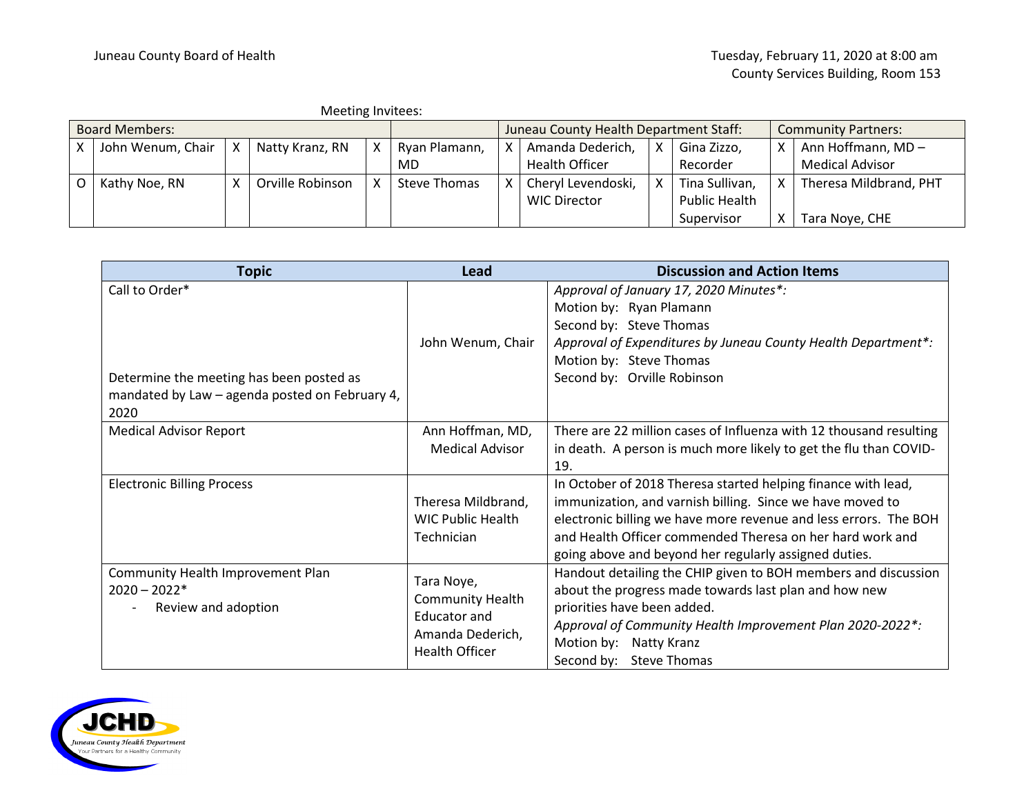Juneau County Board of Health

Tuesday, February 11, 2020 at 8:00 am
County Services Building, Room 153

Meeting Invitees:

| Board Members: | | | | | | Juneau County Health Department Staff: | | | | Community Partners: | |
|---|---|---|---|---|---|---|---|---|---|---|---|
| X | John Wenum, Chair | X | Natty Kranz, RN | X | Ryan Plamann, MD | X | Amanda Dederich, Health Officer | X | Gina Zizzo, Recorder | X | Ann Hoffmann, MD – Medical Advisor |
| O | Kathy Noe, RN | X | Orville Robinson | X | Steve Thomas | X | Cheryl Levendoski, WIC Director | X | Tina Sullivan, Public Health Supervisor | X<br>X | Theresa Mildbrand, PHT<br>Tara Noye, CHE |

| Topic | Lead | Discussion and Action Items |
|---|---|---|
| Call to Order*<br><br>Determine the meeting has been posted as mandated by Law – agenda posted on February 4, 2020 | John Wenum, Chair | *Approval of January 17, 2020 Minutes*:*<br>Motion by: Ryan Plamann<br>Second by: Steve Thomas<br>*Approval of Expenditures by Juneau County Health Department*:*<br>Motion by: Steve Thomas<br>Second by: Orville Robinson |
| Medical Advisor Report | Ann Hoffman, MD, Medical Advisor | There are 22 million cases of Influenza with 12 thousand resulting in death. A person is much more likely to get the flu than COVID-19. |
| Electronic Billing Process | Theresa Mildbrand, WIC Public Health Technician | In October of 2018 Theresa started helping finance with lead, immunization, and varnish billing. Since we have moved to electronic billing we have more revenue and less errors. The BOH and Health Officer commended Theresa on her hard work and going above and beyond her regularly assigned duties. |
| Community Health Improvement Plan 2020 – 2022*<br>- Review and adoption | Tara Noye, Community Health Educator and Amanda Dederich, Health Officer | Handout detailing the CHIP given to BOH members and discussion about the progress made towards last plan and how new priorities have been added.<br>*Approval of Community Health Improvement Plan 2020-2022*:*<br>Motion by: Natty Kranz<br>Second by: Steve Thomas |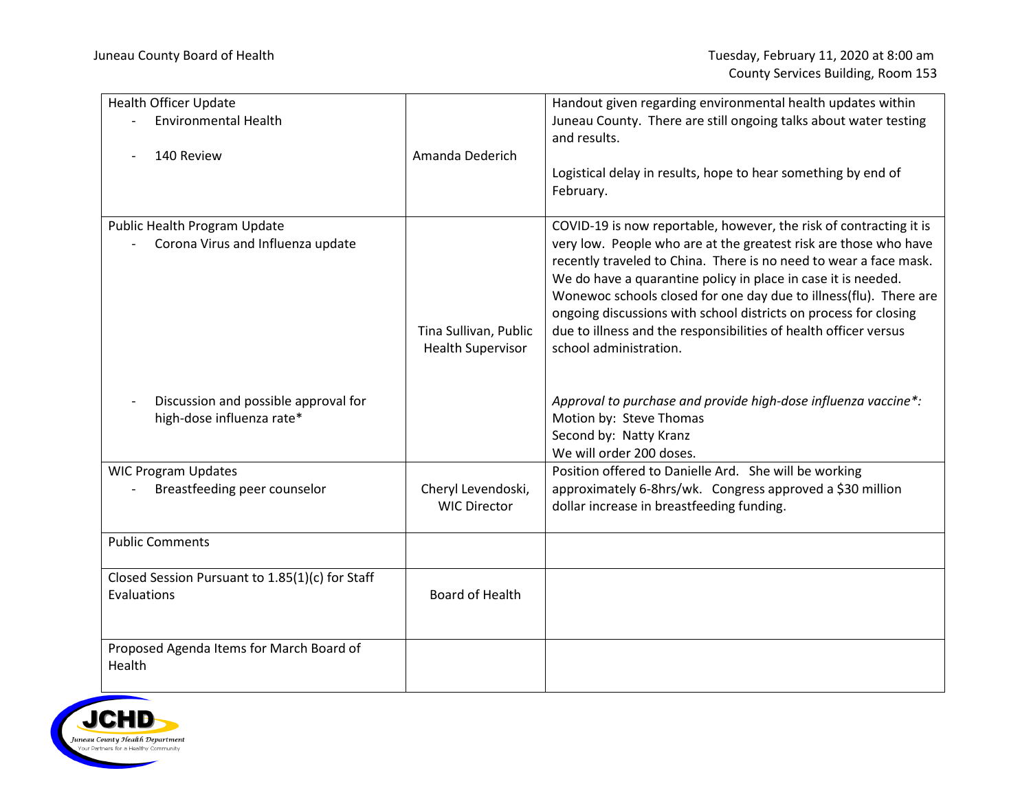| Health Officer Update<br>- Environmental Health<br><br>- 140 Review | Amanda Dederich | Handout given regarding environmental health updates within Juneau County. There are still ongoing talks about water testing and results.<br><br>Logistical delay in results, hope to hear something by end of February. |
|---|---|---|
| Public Health Program Update<br>- Corona Virus and Influenza update<br><br><br><br><br><br><br>- Discussion and possible approval for high-dose influenza rate* | Tina Sullivan, Public Health Supervisor | COVID-19 is now reportable, however, the risk of contracting it is very low. People who are at the greatest risk are those who have recently traveled to China. There is no need to wear a face mask. We do have a quarantine policy in place in case it is needed. Wonewoc schools closed for one day due to illness(flu). There are ongoing discussions with school districts on process for closing due to illness and the responsibilities of health officer versus school administration.<br><br>*Approval to purchase and provide high-dose influenza vaccine*:*<br>Motion by: Steve Thomas<br>Second by: Natty Kranz<br>We will order 200 doses. |
| WIC Program Updates<br>- Breastfeeding peer counselor | Cheryl Levendoski, WIC Director | Position offered to Danielle Ard. She will be working approximately 6-8hrs/wk. Congress approved a $30 million dollar increase in breastfeeding funding. |
| Public Comments | | |
| Closed Session Pursuant to 1.85(1)(c) for Staff Evaluations | Board of Health | |
| Proposed Agenda Items for March Board of Health | | |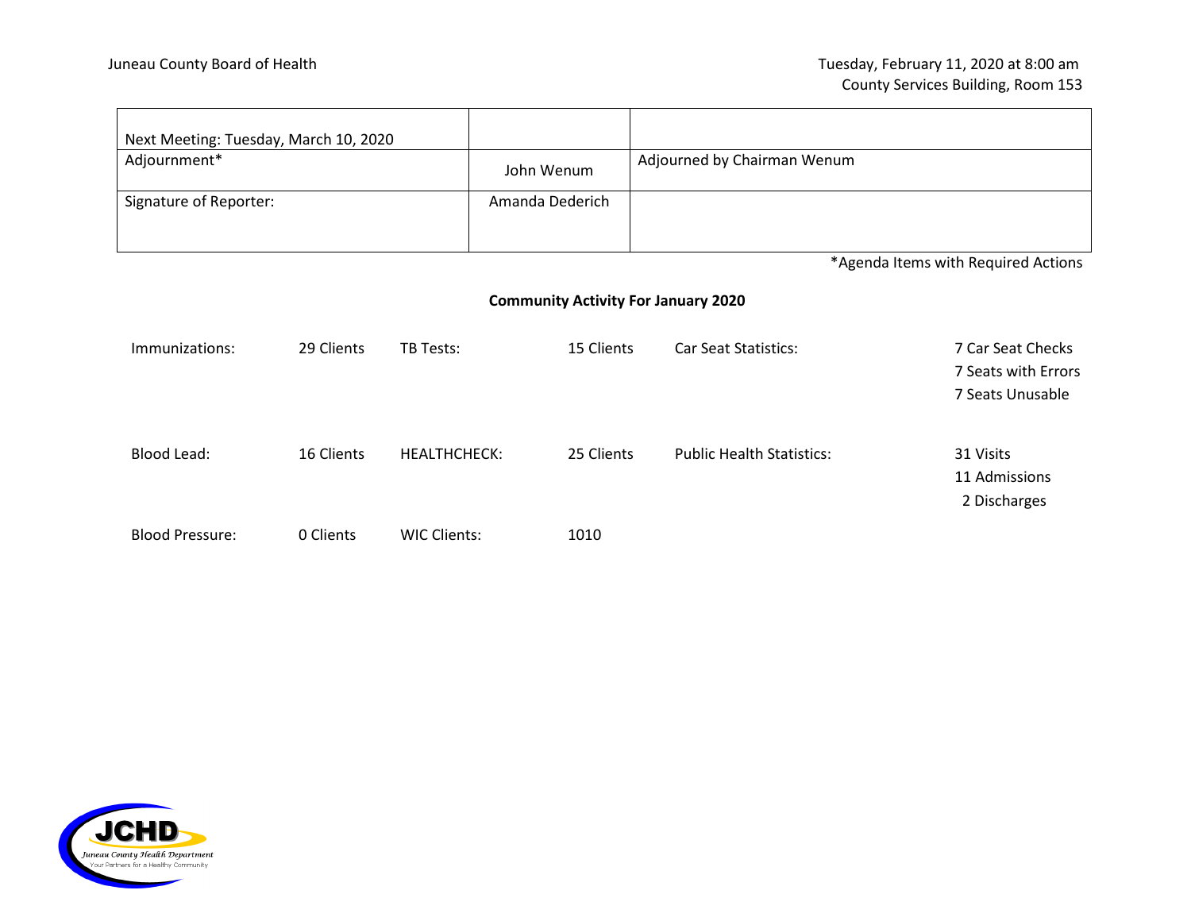| | | |
|---|---|---|
| Next Meeting: Tuesday, March 10, 2020 | | |
| Adjournment* | John Wenum | Adjourned by Chairman Wenum |
| Signature of Reporter: | Amanda Dederich | |

*Agenda Items with Required Actions

**Community Activity For January 2020**

| | | | | | |
|---|---|---|---|---|---|
| Immunizations: | 29 Clients | TB Tests: | 15 Clients | Car Seat Statistics: | 7 Car Seat Checks<br>7 Seats with Errors<br>7 Seats Unusable |
| Blood Lead: | 16 Clients | HEALTHCHECK: | 25 Clients | Public Health Statistics: | 31 Visits<br>11 Admissions<br>2 Discharges |
| Blood Pressure: | 0 Clients | WIC Clients: | 1010 | | |

JCHD
Juneau County Health Department
Your Partners for a Healthy Community